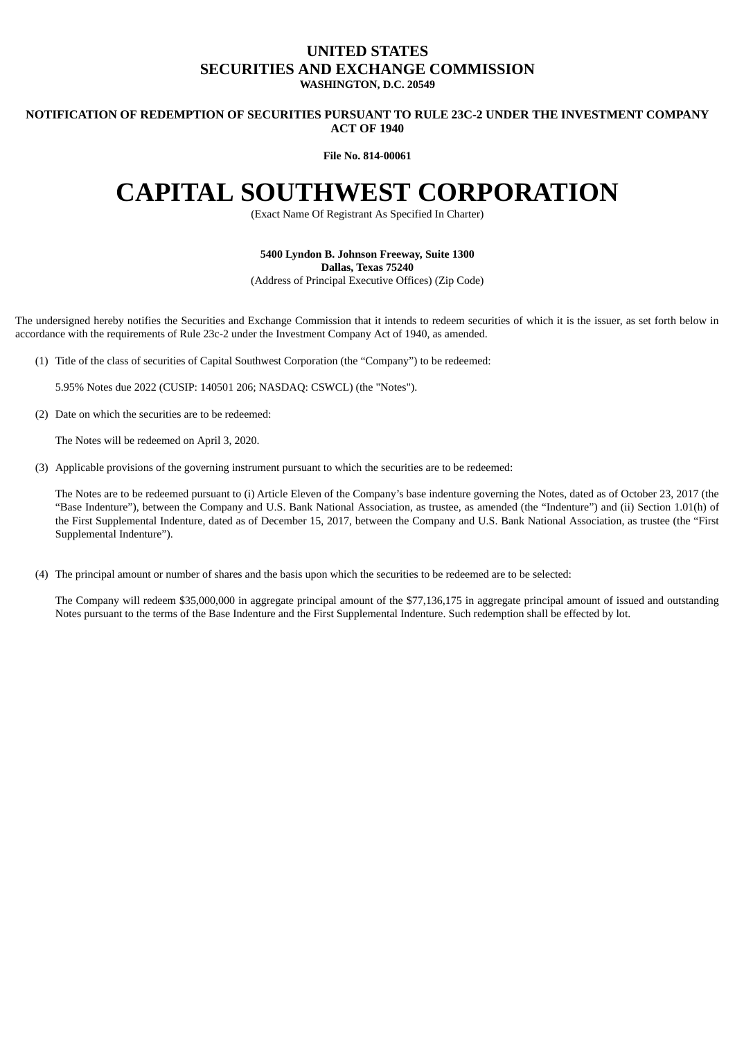# UNITED STATES
# SECURITIES AND EXCHANGE COMMISSION
**WASHINGTON, D.C. 20549**

**NOTIFICATION OF REDEMPTION OF SECURITIES PURSUANT TO RULE 23C-2 UNDER THE INVESTMENT COMPANY ACT OF 1940**

**File No. 814-00061**

# CAPITAL SOUTHWEST CORPORATION

(Exact Name Of Registrant As Specified In Charter)

**5400 Lyndon B. Johnson Freeway, Suite 1300**
**Dallas, Texas 75240**
(Address of Principal Executive Offices) (Zip Code)

The undersigned hereby notifies the Securities and Exchange Commission that it intends to redeem securities of which it is the issuer, as set forth below in accordance with the requirements of Rule 23c-2 under the Investment Company Act of 1940, as amended.

(1) Title of the class of securities of Capital Southwest Corporation (the "Company") to be redeemed:

5.95% Notes due 2022 (CUSIP: 140501 206; NASDAQ: CSWCL) (the "Notes").

(2) Date on which the securities are to be redeemed:

The Notes will be redeemed on April 3, 2020.

(3) Applicable provisions of the governing instrument pursuant to which the securities are to be redeemed:

The Notes are to be redeemed pursuant to (i) Article Eleven of the Company's base indenture governing the Notes, dated as of October 23, 2017 (the "Base Indenture"), between the Company and U.S. Bank National Association, as trustee, as amended (the "Indenture") and (ii) Section 1.01(h) of the First Supplemental Indenture, dated as of December 15, 2017, between the Company and U.S. Bank National Association, as trustee (the "First Supplemental Indenture").

(4) The principal amount or number of shares and the basis upon which the securities to be redeemed are to be selected:

The Company will redeem $35,000,000 in aggregate principal amount of the $77,136,175 in aggregate principal amount of issued and outstanding Notes pursuant to the terms of the Base Indenture and the First Supplemental Indenture. Such redemption shall be effected by lot.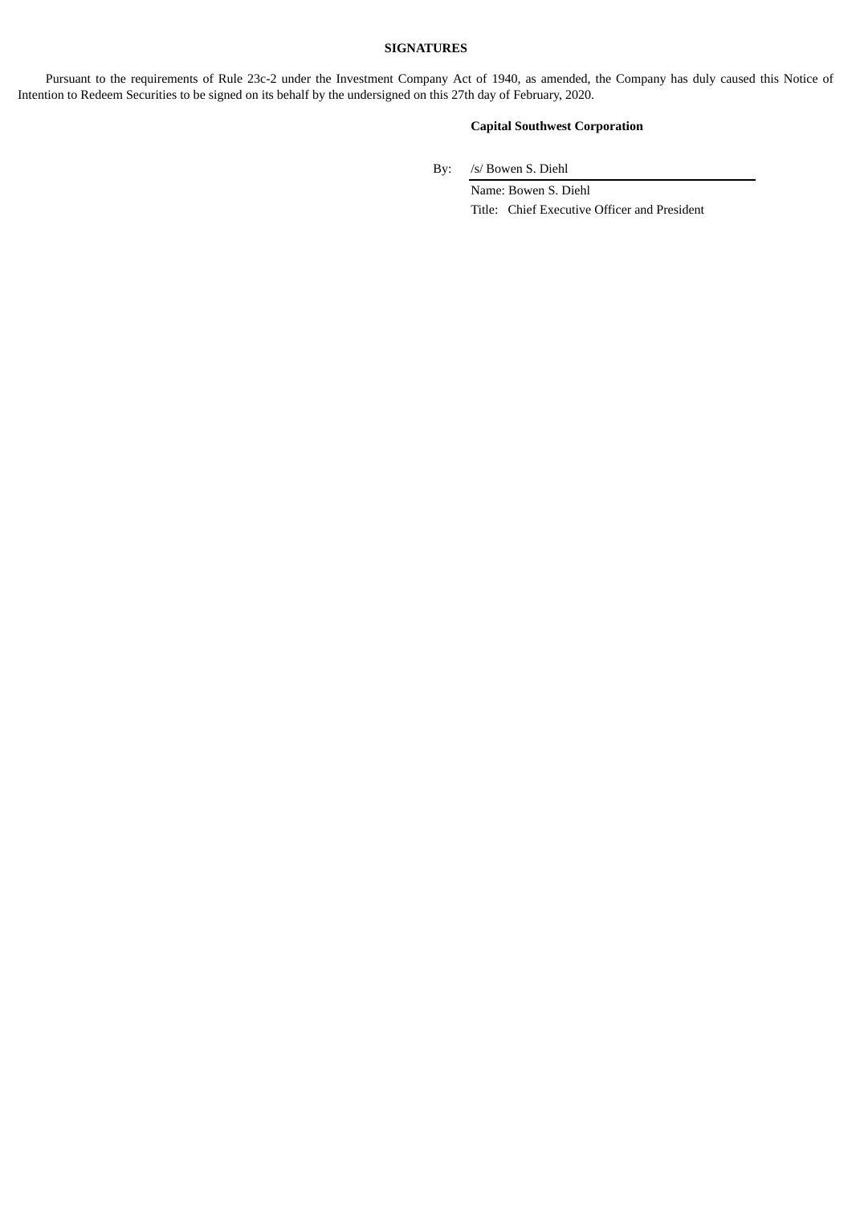**SIGNATURES**

Pursuant to the requirements of Rule 23c-2 under the Investment Company Act of 1940, as amended, the Company has duly caused this Notice of Intention to Redeem Securities to be signed on its behalf by the undersigned on this 27th day of February, 2020.

**Capital Southwest Corporation**

By: /s/ Bowen S. Diehl

Name: Bowen S. Diehl

Title: Chief Executive Officer and President